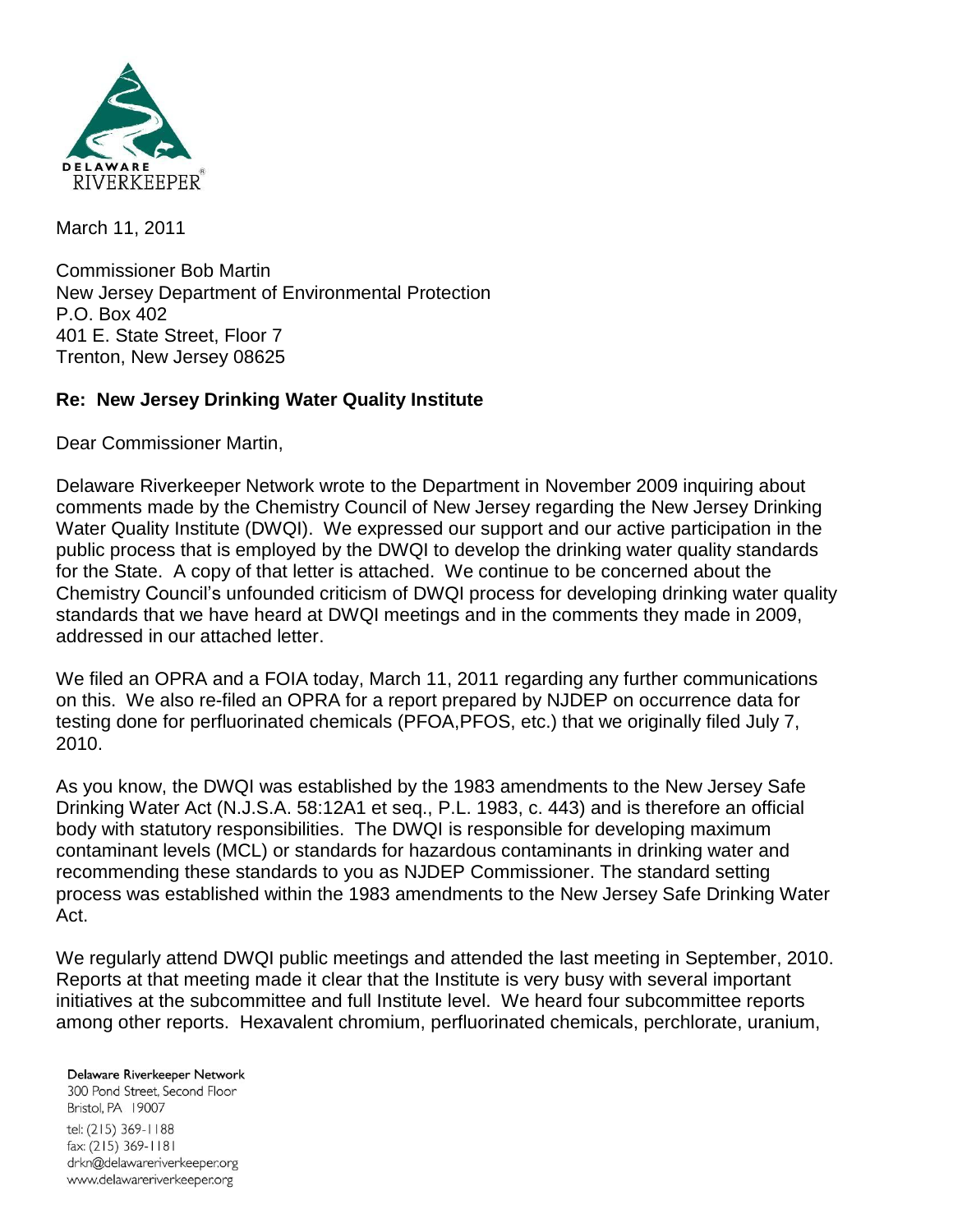March 11, 2011

Commissioner Bob Martin
New Jersey Department of Environmental Protection
P.O. Box 402
401 E. State Street, Floor 7
Trenton, New Jersey 08625

**Re: New Jersey Drinking Water Quality Institute**

Dear Commissioner Martin,

Delaware Riverkeeper Network wrote to the Department in November 2009 inquiring about comments made by the Chemistry Council of New Jersey regarding the New Jersey Drinking Water Quality Institute (DWQI). We expressed our support and our active participation in the public process that is employed by the DWQI to develop the drinking water quality standards for the State. A copy of that letter is attached. We continue to be concerned about the Chemistry Council's unfounded criticism of DWQI process for developing drinking water quality standards that we have heard at DWQI meetings and in the comments they made in 2009, addressed in our attached letter.

We filed an OPRA and a FOIA today, March 11, 2011 regarding any further communications on this. We also re-filed an OPRA for a report prepared by NJDEP on occurrence data for testing done for perfluorinated chemicals (PFOA,PFOS, etc.) that we originally filed July 7, 2010.

As you know, the DWQI was established by the 1983 amendments to the New Jersey Safe Drinking Water Act (N.J.S.A. 58:12A1 et seq., P.L. 1983, c. 443) and is therefore an official body with statutory responsibilities. The DWQI is responsible for developing maximum contaminant levels (MCL) or standards for hazardous contaminants in drinking water and recommending these standards to you as NJDEP Commissioner. The standard setting process was established within the 1983 amendments to the New Jersey Safe Drinking Water Act.

We regularly attend DWQI public meetings and attended the last meeting in September, 2010. Reports at that meeting made it clear that the Institute is very busy with several important initiatives at the subcommittee and full Institute level. We heard four subcommittee reports among other reports. Hexavalent chromium, perfluorinated chemicals, perchlorate, uranium,

Delaware Riverkeeper Network
300 Pond Street, Second Floor
Bristol, PA 19007
tel: (215) 369-1188
fax: (215) 369-1181
drkn@delawareriverkeeper.org
www.delawareriverkeeper.org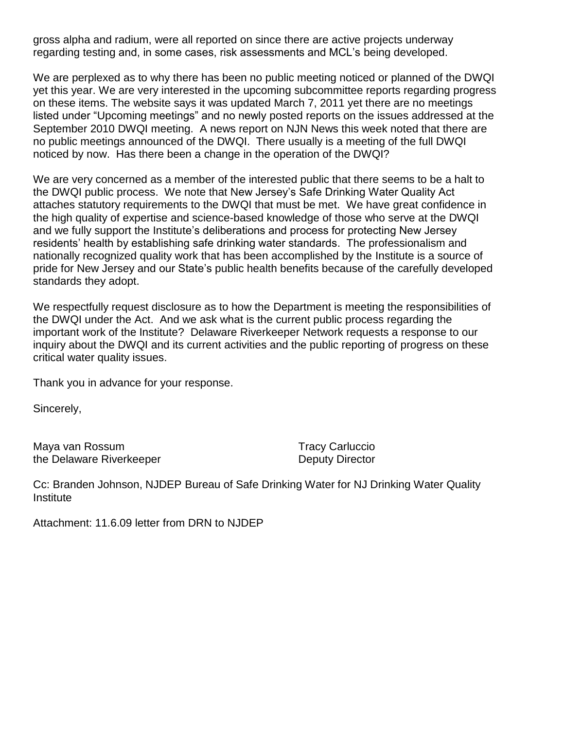gross alpha and radium, were all reported on since there are active projects underway regarding testing and, in some cases, risk assessments and MCL's being developed.

We are perplexed as to why there has been no public meeting noticed or planned of the DWQI yet this year. We are very interested in the upcoming subcommittee reports regarding progress on these items. The website says it was updated March 7, 2011 yet there are no meetings listed under "Upcoming meetings" and no newly posted reports on the issues addressed at the September 2010 DWQI meeting. A news report on NJN News this week noted that there are no public meetings announced of the DWQI. There usually is a meeting of the full DWQI noticed by now. Has there been a change in the operation of the DWQI?

We are very concerned as a member of the interested public that there seems to be a halt to the DWQI public process. We note that New Jersey's Safe Drinking Water Quality Act attaches statutory requirements to the DWQI that must be met. We have great confidence in the high quality of expertise and science-based knowledge of those who serve at the DWQI and we fully support the Institute's deliberations and process for protecting New Jersey residents' health by establishing safe drinking water standards. The professionalism and nationally recognized quality work that has been accomplished by the Institute is a source of pride for New Jersey and our State's public health benefits because of the carefully developed standards they adopt.

We respectfully request disclosure as to how the Department is meeting the responsibilities of the DWQI under the Act. And we ask what is the current public process regarding the important work of the Institute? Delaware Riverkeeper Network requests a response to our inquiry about the DWQI and its current activities and the public reporting of progress on these critical water quality issues.

Thank you in advance for your response.

Sincerely,

Maya van Rossum
the Delaware Riverkeeper

Tracy Carluccio
Deputy Director

Cc: Branden Johnson, NJDEP Bureau of Safe Drinking Water for NJ Drinking Water Quality Institute

Attachment: 11.6.09 letter from DRN to NJDEP